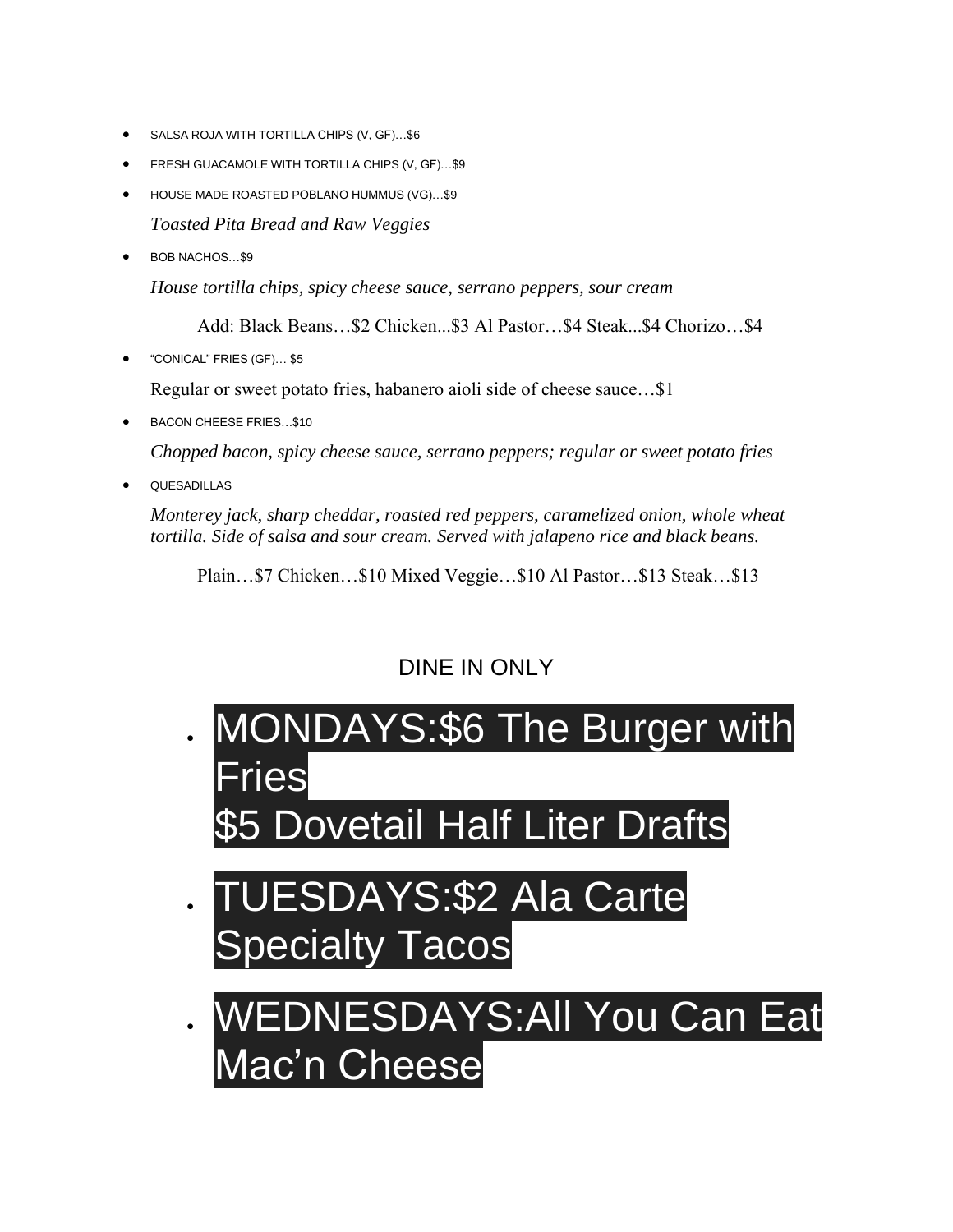- SALSA ROJA WITH TORTILLA CHIPS (V, GF)…$6
- FRESH GUACAMOLE WITH TORTILLA CHIPS (V, GF)…$9
- HOUSE MADE ROASTED POBLANO HUMMUS (VG)…$9

  *Toasted Pita Bread and Raw Veggies*

- BOB NACHOS…$9

  *House tortilla chips, spicy cheese sauce, serrano peppers, sour cream*

  Add: Black Beans…$2 Chicken...$3 Al Pastor…$4 Steak...$4 Chorizo…$4

- "CONICAL" FRIES (GF)… $5

  Regular or sweet potato fries, habanero aioli side of cheese sauce…$1

- BACON CHEESE FRIES…$10

  *Chopped bacon, spicy cheese sauce, serrano peppers; regular or sweet potato fries*

- QUESADILLAS

  *Monterey jack, sharp cheddar, roasted red peppers, caramelized onion, whole wheat tortilla. Side of salsa and sour cream. Served with jalapeno rice and black beans.*

  Plain…$7 Chicken…$10 Mixed Veggie…$10 Al Pastor…$13 Steak…$13

DINE IN ONLY

- MONDAYS:$6 The Burger with Fries
  $5 Dovetail Half Liter Drafts
- TUESDAYS:$2 Ala Carte Specialty Tacos
- WEDNESDAYS:All You Can Eat Mac'n Cheese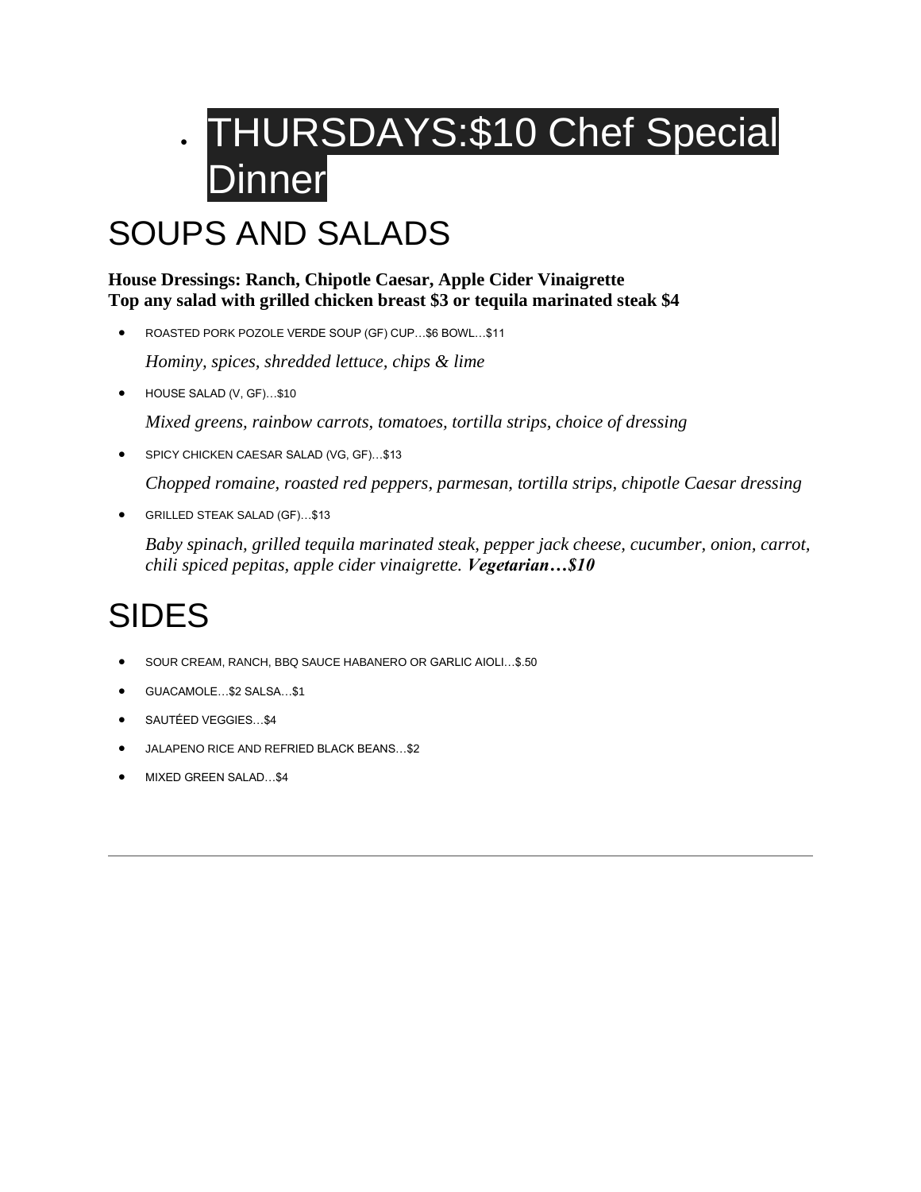- THURSDAYS:$10 Chef Special Dinner

# SOUPS AND SALADS

**House Dressings: Ranch, Chipotle Caesar, Apple Cider Vinaigrette**
**Top any salad with grilled chicken breast $3 or tequila marinated steak $4**

- ROASTED PORK POZOLE VERDE SOUP (GF) CUP…$6 BOWL…$11

  *Hominy, spices, shredded lettuce, chips & lime*

- HOUSE SALAD (V, GF)…$10

  *Mixed greens, rainbow carrots, tomatoes, tortilla strips, choice of dressing*

- SPICY CHICKEN CAESAR SALAD (VG, GF)…$13

  *Chopped romaine, roasted red peppers, parmesan, tortilla strips, chipotle Caesar dressing*

- GRILLED STEAK SALAD (GF)…$13

  *Baby spinach, grilled tequila marinated steak, pepper jack cheese, cucumber, onion, carrot, chili spiced pepitas, apple cider vinaigrette.* ***Vegetarian…$10***

# SIDES

- SOUR CREAM, RANCH, BBQ SAUCE HABANERO OR GARLIC AIOLI…$.50
- GUACAMOLE…$2 SALSA…$1
- SAUTÉED VEGGIES…$4
- JALAPENO RICE AND REFRIED BLACK BEANS…$2
- MIXED GREEN SALAD…$4

---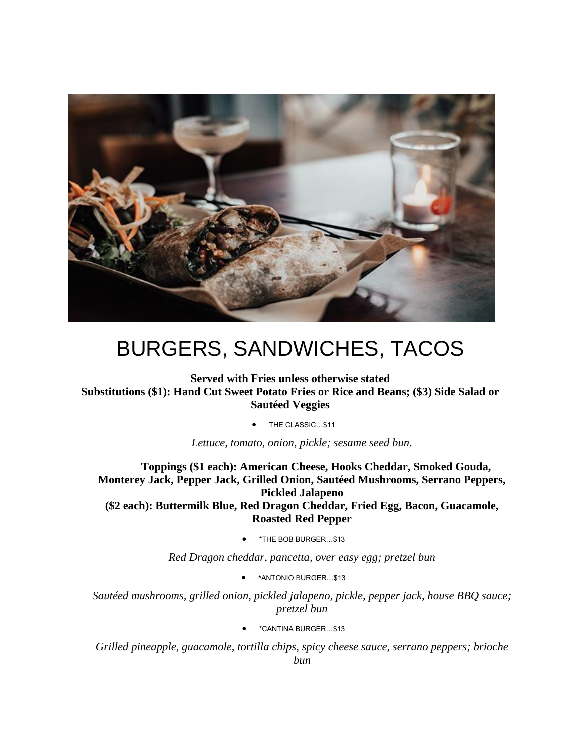# BURGERS, SANDWICHES, TACOS

**Served with Fries unless otherwise stated**
**Substitutions ($1): Hand Cut Sweet Potato Fries or Rice and Beans; ($3) Side Salad or Sautéed Veggies**

- THE CLASSIC…$11

*Lettuce, tomato, onion, pickle; sesame seed bun.*

**Toppings ($1 each): American Cheese, Hooks Cheddar, Smoked Gouda, Monterey Jack, Pepper Jack, Grilled Onion, Sautéed Mushrooms, Serrano Peppers, Pickled Jalapeno**
**($2 each): Buttermilk Blue, Red Dragon Cheddar, Fried Egg, Bacon, Guacamole, Roasted Red Pepper**

- *THE BOB BURGER…$13

*Red Dragon cheddar, pancetta, over easy egg; pretzel bun*

- *ANTONIO BURGER…$13

*Sautéed mushrooms, grilled onion, pickled jalapeno, pickle, pepper jack, house BBQ sauce; pretzel bun*

- *CANTINA BURGER…$13

*Grilled pineapple, guacamole, tortilla chips, spicy cheese sauce, serrano peppers; brioche bun*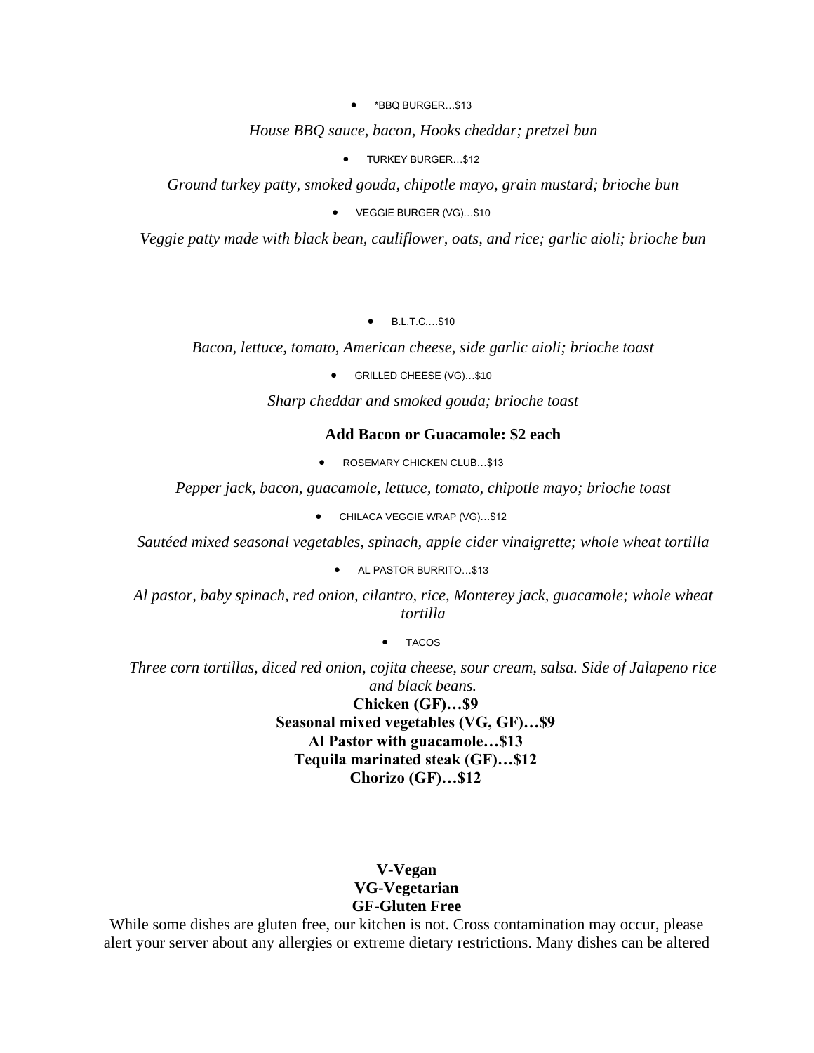- *BBQ BURGER…$13

*House BBQ sauce, bacon, Hooks cheddar; pretzel bun*

- TURKEY BURGER…$12

*Ground turkey patty, smoked gouda, chipotle mayo, grain mustard; brioche bun*

- VEGGIE BURGER (VG)…$10

*Veggie patty made with black bean, cauliflower, oats, and rice; garlic aioli; brioche bun*

- B.L.T.C.…$10

*Bacon, lettuce, tomato, American cheese, side garlic aioli; brioche toast*

- GRILLED CHEESE (VG)…$10

*Sharp cheddar and smoked gouda; brioche toast*

**Add Bacon or Guacamole: $2 each**

- ROSEMARY CHICKEN CLUB…$13

*Pepper jack, bacon, guacamole, lettuce, tomato, chipotle mayo; brioche toast*

- CHILACA VEGGIE WRAP (VG)…$12

*Sautéed mixed seasonal vegetables, spinach, apple cider vinaigrette; whole wheat tortilla*

- AL PASTOR BURRITO…$13

*Al pastor, baby spinach, red onion, cilantro, rice, Monterey jack, guacamole; whole wheat tortilla*

- TACOS

*Three corn tortillas, diced red onion, cojita cheese, sour cream, salsa. Side of Jalapeno rice and black beans.*

**Chicken (GF)…$9**
**Seasonal mixed vegetables (VG, GF)…$9**
**Al Pastor with guacamole…$13**
**Tequila marinated steak (GF)…$12**
**Chorizo (GF)…$12**

**V-Vegan**
**VG-Vegetarian**
**GF-Gluten Free**

While some dishes are gluten free, our kitchen is not. Cross contamination may occur, please alert your server about any allergies or extreme dietary restrictions. Many dishes can be altered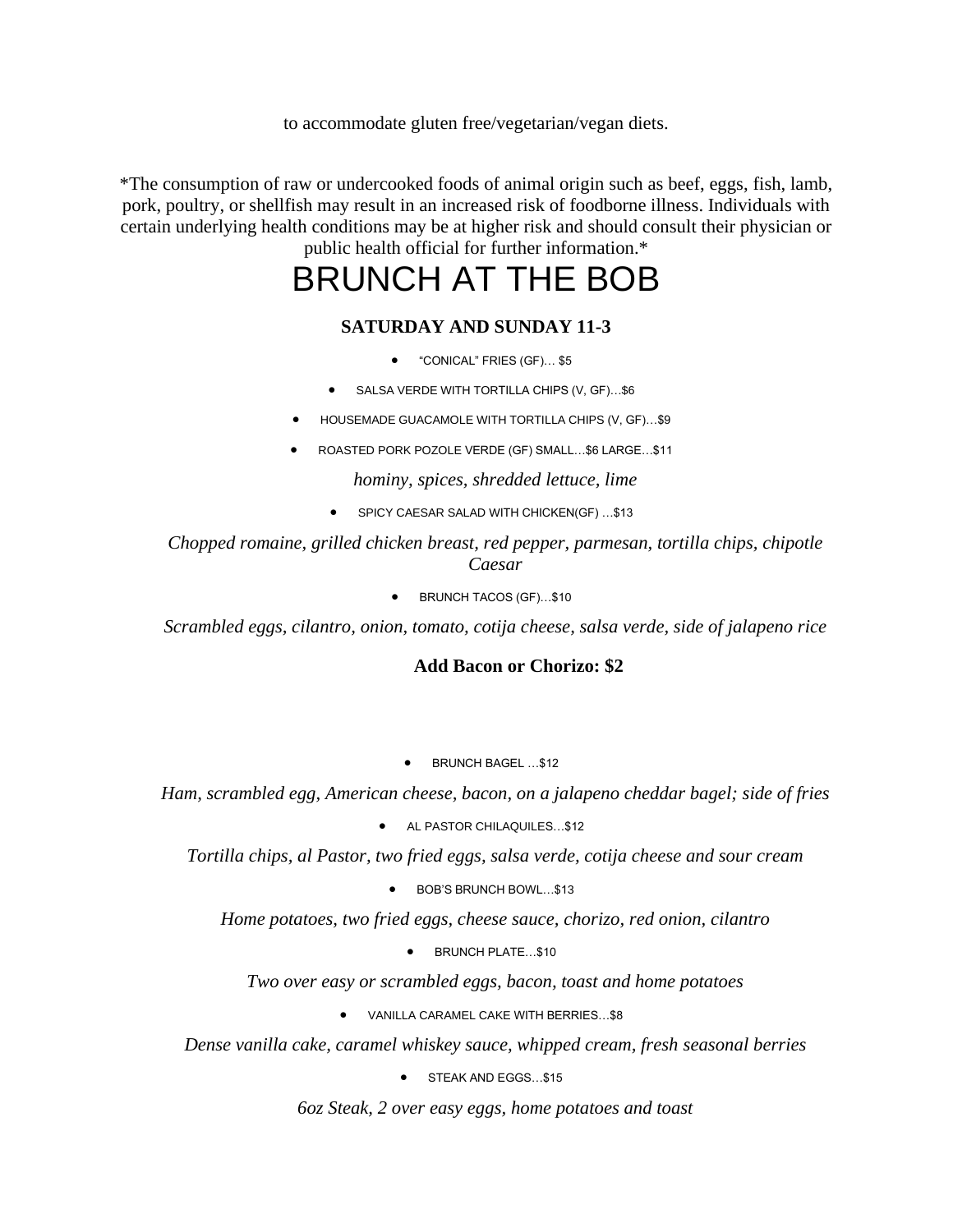to accommodate gluten free/vegetarian/vegan diets.

*The consumption of raw or undercooked foods of animal origin such as beef, eggs, fish, lamb, pork, poultry, or shellfish may result in an increased risk of foodborne illness. Individuals with certain underlying health conditions may be at higher risk and should consult their physician or public health official for further information.*

# BRUNCH AT THE BOB

**SATURDAY AND SUNDAY 11-3**

- "CONICAL" FRIES (GF)… $5
- SALSA VERDE WITH TORTILLA CHIPS (V, GF)…$6
- HOUSEMADE GUACAMOLE WITH TORTILLA CHIPS (V, GF)…$9
- ROASTED PORK POZOLE VERDE (GF) SMALL…$6 LARGE…$11

*hominy, spices, shredded lettuce, lime*

- SPICY CAESAR SALAD WITH CHICKEN(GF) …$13

*Chopped romaine, grilled chicken breast, red pepper, parmesan, tortilla chips, chipotle Caesar*

- BRUNCH TACOS (GF)…$10

*Scrambled eggs, cilantro, onion, tomato, cotija cheese, salsa verde, side of jalapeno rice*

**Add Bacon or Chorizo: $2**

- BRUNCH BAGEL …$12

*Ham, scrambled egg, American cheese, bacon, on a jalapeno cheddar bagel; side of fries*

- AL PASTOR CHILAQUILES…$12

*Tortilla chips, al Pastor, two fried eggs, salsa verde, cotija cheese and sour cream*

- BOB'S BRUNCH BOWL…$13

*Home potatoes, two fried eggs, cheese sauce, chorizo, red onion, cilantro*

- BRUNCH PLATE…$10

*Two over easy or scrambled eggs, bacon, toast and home potatoes*

- VANILLA CARAMEL CAKE WITH BERRIES…$8

*Dense vanilla cake, caramel whiskey sauce, whipped cream, fresh seasonal berries*

- STEAK AND EGGS…$15

*6oz Steak, 2 over easy eggs, home potatoes and toast*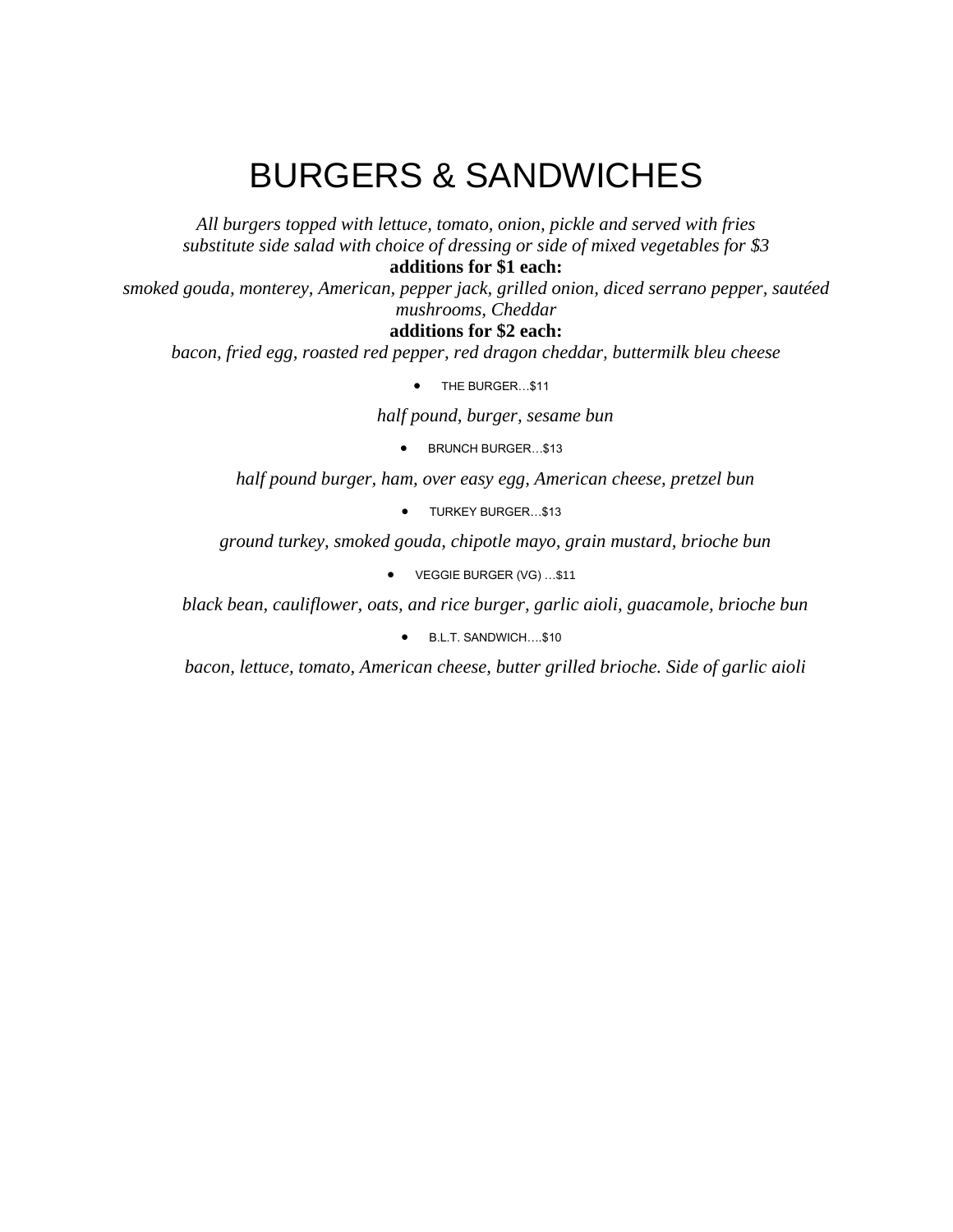# BURGERS & SANDWICHES

*All burgers topped with lettuce, tomato, onion, pickle and served with fries*
*substitute side salad with choice of dressing or side of mixed vegetables for $3*

**additions for $1 each:**

*smoked gouda, monterey, American, pepper jack, grilled onion, diced serrano pepper, sautéed mushrooms, Cheddar*

**additions for $2 each:**

*bacon, fried egg, roasted red pepper, red dragon cheddar, buttermilk bleu cheese*

- THE BURGER…$11

*half pound, burger, sesame bun*

- BRUNCH BURGER…$13

*half pound burger, ham, over easy egg, American cheese, pretzel bun*

- TURKEY BURGER…$13

*ground turkey, smoked gouda, chipotle mayo, grain mustard, brioche bun*

- VEGGIE BURGER (VG) …$11

*black bean, cauliflower, oats, and rice burger, garlic aioli, guacamole, brioche bun*

- B.L.T. SANDWICH….$10

*bacon, lettuce, tomato, American cheese, butter grilled brioche. Side of garlic aioli*